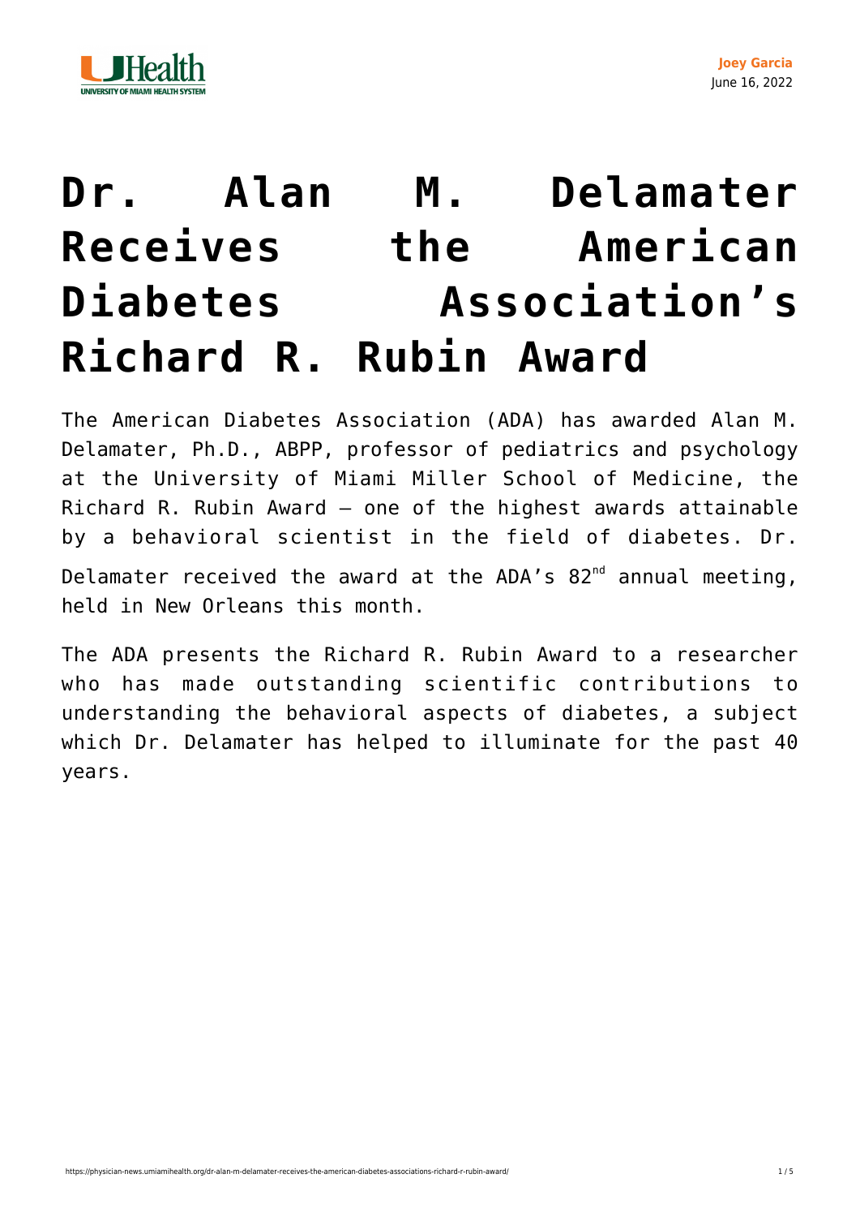Joey Garcia
June 16, 2022

# Dr. Alan M. Delamater Receives the American Diabetes Association's Richard R. Rubin Award

The American Diabetes Association (ADA) has awarded Alan M. Delamater, Ph.D., ABPP, professor of pediatrics and psychology at the University of Miami Miller School of Medicine, the Richard R. Rubin Award – one of the highest awards attainable by a behavioral scientist in the field of diabetes. Dr. Delamater received the award at the ADA's 82nd annual meeting, held in New Orleans this month.

The ADA presents the Richard R. Rubin Award to a researcher who has made outstanding scientific contributions to understanding the behavioral aspects of diabetes, a subject which Dr. Delamater has helped to illuminate for the past 40 years.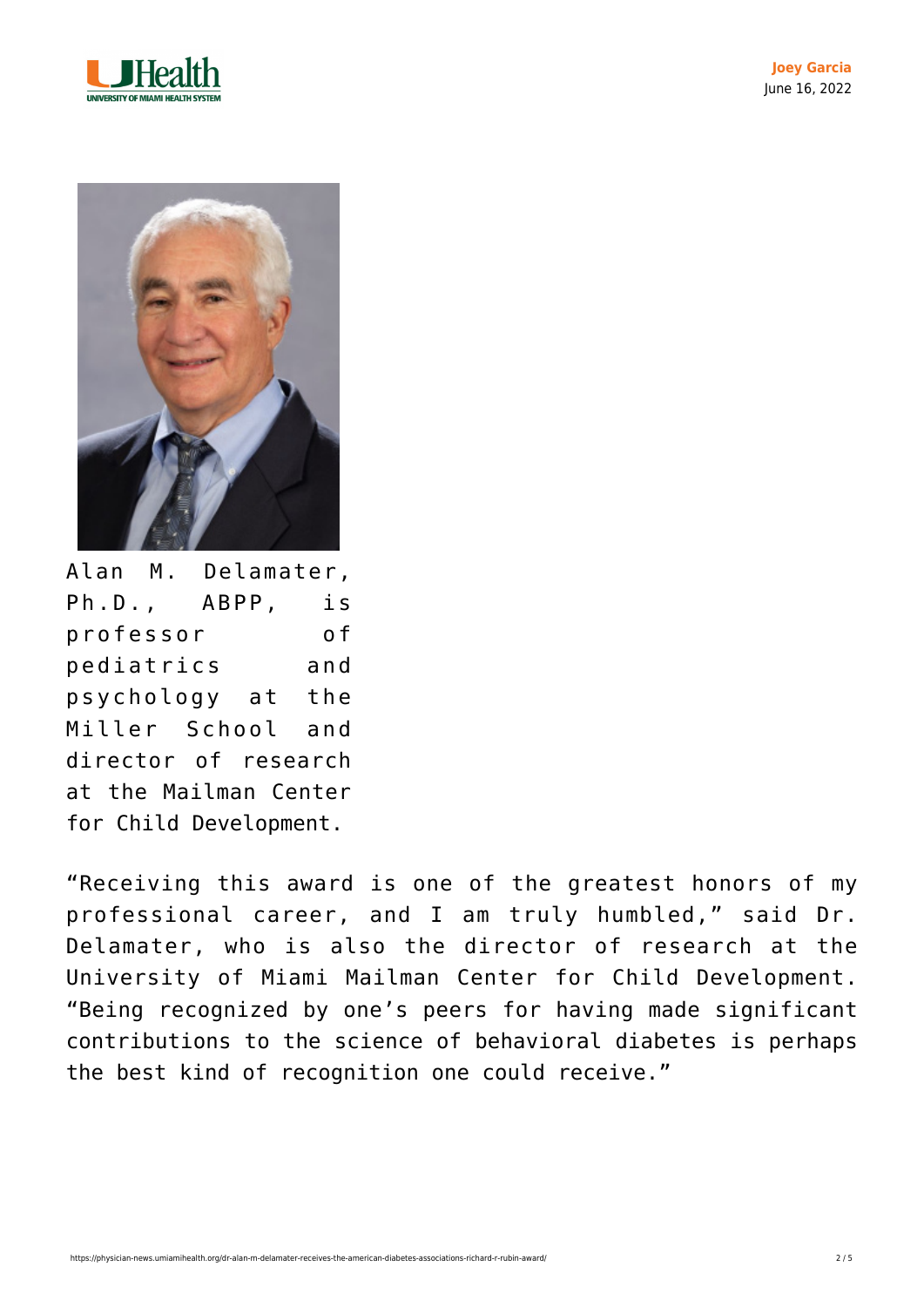Alan M. Delamater, Ph.D., ABPP, is professor of pediatrics and psychology at the Miller School and director of research at the Mailman Center for Child Development.

"Receiving this award is one of the greatest honors of my professional career, and I am truly humbled," said Dr. Delamater, who is also the director of research at the University of Miami Mailman Center for Child Development. "Being recognized by one's peers for having made significant contributions to the science of behavioral diabetes is perhaps the best kind of recognition one could receive."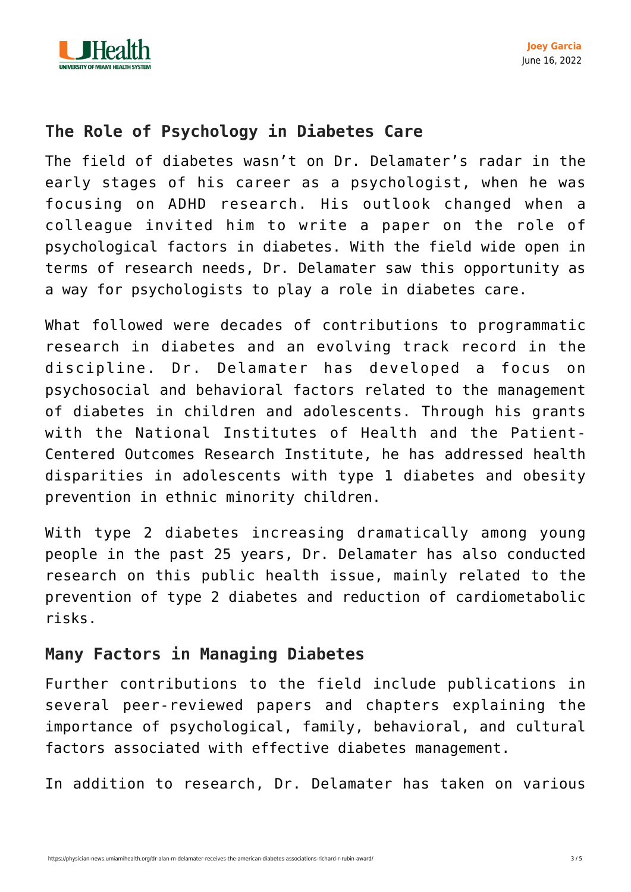## The Role of Psychology in Diabetes Care

The field of diabetes wasn't on Dr. Delamater's radar in the early stages of his career as a psychologist, when he was focusing on ADHD research. His outlook changed when a colleague invited him to write a paper on the role of psychological factors in diabetes. With the field wide open in terms of research needs, Dr. Delamater saw this opportunity as a way for psychologists to play a role in diabetes care.

What followed were decades of contributions to programmatic research in diabetes and an evolving track record in the discipline. Dr. Delamater has developed a focus on psychosocial and behavioral factors related to the management of diabetes in children and adolescents. Through his grants with the National Institutes of Health and the Patient-Centered Outcomes Research Institute, he has addressed health disparities in adolescents with type 1 diabetes and obesity prevention in ethnic minority children.

With type 2 diabetes increasing dramatically among young people in the past 25 years, Dr. Delamater has also conducted research on this public health issue, mainly related to the prevention of type 2 diabetes and reduction of cardiometabolic risks.

## Many Factors in Managing Diabetes

Further contributions to the field include publications in several peer-reviewed papers and chapters explaining the importance of psychological, family, behavioral, and cultural factors associated with effective diabetes management.

In addition to research, Dr. Delamater has taken on various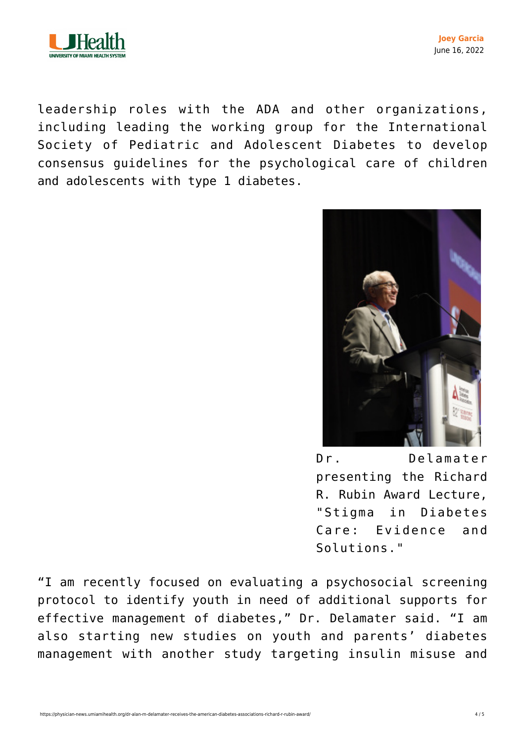leadership roles with the ADA and other organizations, including leading the working group for the International Society of Pediatric and Adolescent Diabetes to develop consensus guidelines for the psychological care of children and adolescents with type 1 diabetes.

Dr. Delamater presenting the Richard R. Rubin Award Lecture, "Stigma in Diabetes Care: Evidence and Solutions."

"I am recently focused on evaluating a psychosocial screening protocol to identify youth in need of additional supports for effective management of diabetes," Dr. Delamater said. "I am also starting new studies on youth and parents' diabetes management with another study targeting insulin misuse and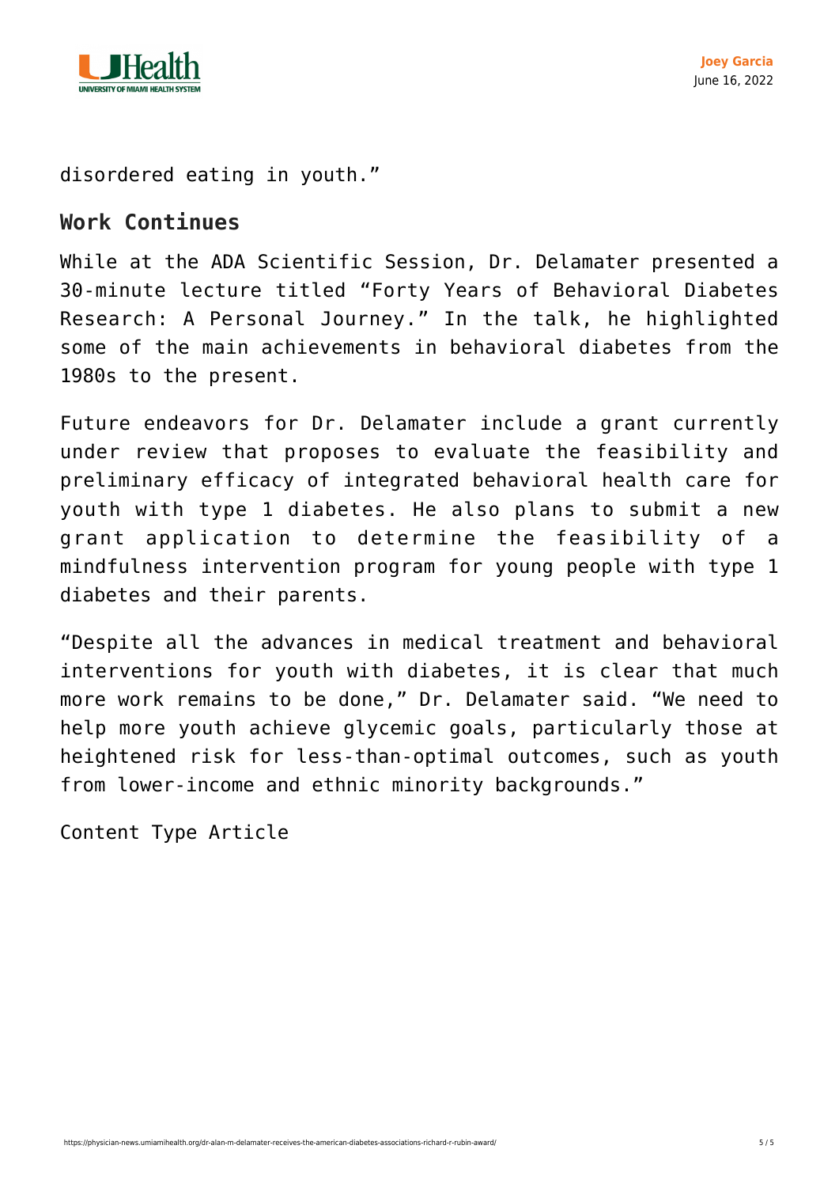disordered eating in youth."

## Work Continues

While at the ADA Scientific Session, Dr. Delamater presented a 30-minute lecture titled "Forty Years of Behavioral Diabetes Research: A Personal Journey." In the talk, he highlighted some of the main achievements in behavioral diabetes from the 1980s to the present.

Future endeavors for Dr. Delamater include a grant currently under review that proposes to evaluate the feasibility and preliminary efficacy of integrated behavioral health care for youth with type 1 diabetes. He also plans to submit a new grant application to determine the feasibility of a mindfulness intervention program for young people with type 1 diabetes and their parents.

"Despite all the advances in medical treatment and behavioral interventions for youth with diabetes, it is clear that much more work remains to be done," Dr. Delamater said. "We need to help more youth achieve glycemic goals, particularly those at heightened risk for less-than-optimal outcomes, such as youth from lower-income and ethnic minority backgrounds."

Content Type Article